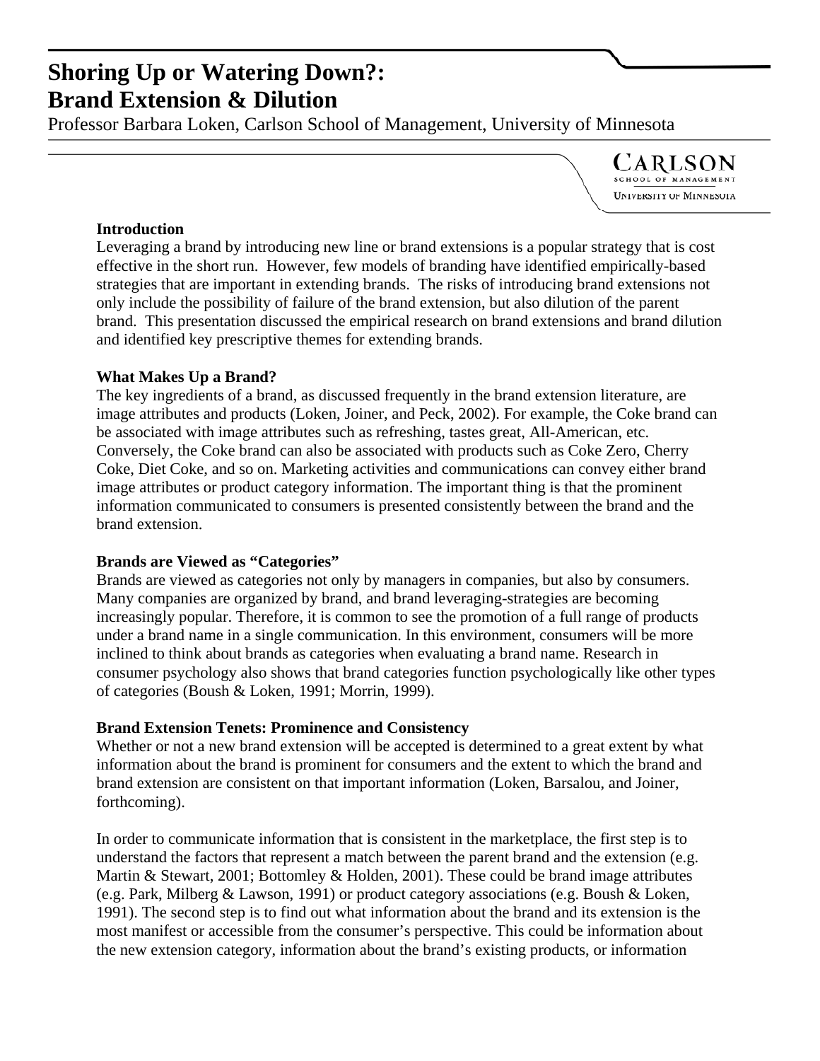# Shoring Up or Watering Down?: Brand Extension & Dilution

Professor Barbara Loken, Carlson School of Management, University of Minnesota

### Introduction

Leveraging a brand by introducing new line or brand extensions is a popular strategy that is cost effective in the short run. However, few models of branding have identified empirically-based strategies that are important in extending brands. The risks of introducing brand extensions not only include the possibility of failure of the brand extension, but also dilution of the parent brand. This presentation discussed the empirical research on brand extensions and brand dilution and identified key prescriptive themes for extending brands.

### What Makes Up a Brand?

The key ingredients of a brand, as discussed frequently in the brand extension literature, are image attributes and products (Loken, Joiner, and Peck, 2002). For example, the Coke brand can be associated with image attributes such as refreshing, tastes great, All-American, etc. Conversely, the Coke brand can also be associated with products such as Coke Zero, Cherry Coke, Diet Coke, and so on. Marketing activities and communications can convey either brand image attributes or product category information. The important thing is that the prominent information communicated to consumers is presented consistently between the brand and the brand extension.

### Brands are Viewed as "Categories"

Brands are viewed as categories not only by managers in companies, but also by consumers. Many companies are organized by brand, and brand leveraging-strategies are becoming increasingly popular. Therefore, it is common to see the promotion of a full range of products under a brand name in a single communication. In this environment, consumers will be more inclined to think about brands as categories when evaluating a brand name. Research in consumer psychology also shows that brand categories function psychologically like other types of categories (Boush & Loken, 1991; Morrin, 1999).

### Brand Extension Tenets: Prominence and Consistency

Whether or not a new brand extension will be accepted is determined to a great extent by what information about the brand is prominent for consumers and the extent to which the brand and brand extension are consistent on that important information (Loken, Barsalou, and Joiner, forthcoming).

In order to communicate information that is consistent in the marketplace, the first step is to understand the factors that represent a match between the parent brand and the extension (e.g. Martin & Stewart, 2001; Bottomley & Holden, 2001). These could be brand image attributes (e.g. Park, Milberg & Lawson, 1991) or product category associations (e.g. Boush & Loken, 1991). The second step is to find out what information about the brand and its extension is the most manifest or accessible from the consumer's perspective. This could be information about the new extension category, information about the brand's existing products, or information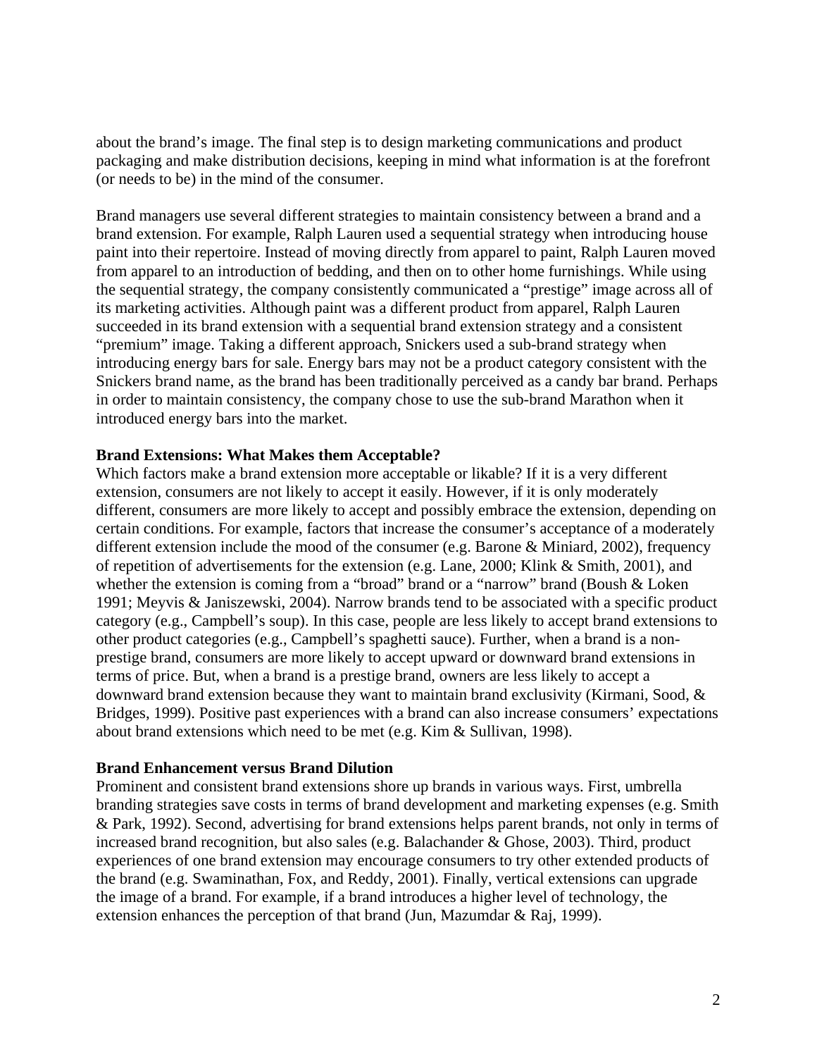about the brand's image. The final step is to design marketing communications and product packaging and make distribution decisions, keeping in mind what information is at the forefront (or needs to be) in the mind of the consumer.

Brand managers use several different strategies to maintain consistency between a brand and a brand extension. For example, Ralph Lauren used a sequential strategy when introducing house paint into their repertoire. Instead of moving directly from apparel to paint, Ralph Lauren moved from apparel to an introduction of bedding, and then on to other home furnishings. While using the sequential strategy, the company consistently communicated a "prestige" image across all of its marketing activities. Although paint was a different product from apparel, Ralph Lauren succeeded in its brand extension with a sequential brand extension strategy and a consistent "premium" image. Taking a different approach, Snickers used a sub-brand strategy when introducing energy bars for sale. Energy bars may not be a product category consistent with the Snickers brand name, as the brand has been traditionally perceived as a candy bar brand. Perhaps in order to maintain consistency, the company chose to use the sub-brand Marathon when it introduced energy bars into the market.

**Brand Extensions: What Makes them Acceptable?**

Which factors make a brand extension more acceptable or likable? If it is a very different extension, consumers are not likely to accept it easily. However, if it is only moderately different, consumers are more likely to accept and possibly embrace the extension, depending on certain conditions. For example, factors that increase the consumer's acceptance of a moderately different extension include the mood of the consumer (e.g. Barone & Miniard, 2002), frequency of repetition of advertisements for the extension (e.g. Lane, 2000; Klink & Smith, 2001), and whether the extension is coming from a "broad" brand or a "narrow" brand (Boush & Loken 1991; Meyvis & Janiszewski, 2004). Narrow brands tend to be associated with a specific product category (e.g., Campbell's soup). In this case, people are less likely to accept brand extensions to other product categories (e.g., Campbell's spaghetti sauce). Further, when a brand is a non-prestige brand, consumers are more likely to accept upward or downward brand extensions in terms of price. But, when a brand is a prestige brand, owners are less likely to accept a downward brand extension because they want to maintain brand exclusivity (Kirmani, Sood, & Bridges, 1999). Positive past experiences with a brand can also increase consumers' expectations about brand extensions which need to be met (e.g. Kim & Sullivan, 1998).

**Brand Enhancement versus Brand Dilution**

Prominent and consistent brand extensions shore up brands in various ways. First, umbrella branding strategies save costs in terms of brand development and marketing expenses (e.g. Smith & Park, 1992). Second, advertising for brand extensions helps parent brands, not only in terms of increased brand recognition, but also sales (e.g. Balachander & Ghose, 2003). Third, product experiences of one brand extension may encourage consumers to try other extended products of the brand (e.g. Swaminathan, Fox, and Reddy, 2001). Finally, vertical extensions can upgrade the image of a brand. For example, if a brand introduces a higher level of technology, the extension enhances the perception of that brand (Jun, Mazumdar & Raj, 1999).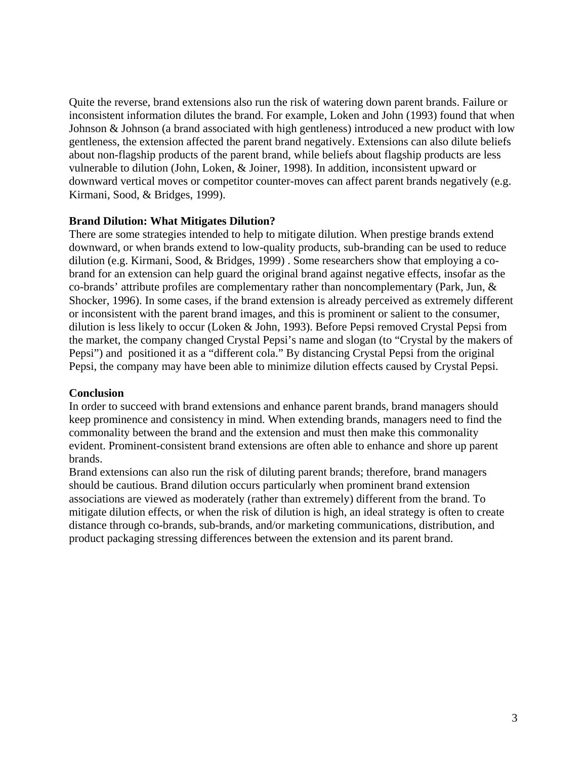Quite the reverse, brand extensions also run the risk of watering down parent brands. Failure or inconsistent information dilutes the brand. For example, Loken and John (1993) found that when Johnson & Johnson (a brand associated with high gentleness) introduced a new product with low gentleness, the extension affected the parent brand negatively. Extensions can also dilute beliefs about non-flagship products of the parent brand, while beliefs about flagship products are less vulnerable to dilution (John, Loken, & Joiner, 1998). In addition, inconsistent upward or downward vertical moves or competitor counter-moves can affect parent brands negatively (e.g. Kirmani, Sood, & Bridges, 1999).

**Brand Dilution: What Mitigates Dilution?**

There are some strategies intended to help to mitigate dilution. When prestige brands extend downward, or when brands extend to low-quality products, sub-branding can be used to reduce dilution (e.g. Kirmani, Sood, & Bridges, 1999) . Some researchers show that employing a co-brand for an extension can help guard the original brand against negative effects, insofar as the co-brands' attribute profiles are complementary rather than noncomplementary (Park, Jun, & Shocker, 1996). In some cases, if the brand extension is already perceived as extremely different or inconsistent with the parent brand images, and this is prominent or salient to the consumer, dilution is less likely to occur (Loken & John, 1993). Before Pepsi removed Crystal Pepsi from the market, the company changed Crystal Pepsi's name and slogan (to "Crystal by the makers of Pepsi") and positioned it as a "different cola." By distancing Crystal Pepsi from the original Pepsi, the company may have been able to minimize dilution effects caused by Crystal Pepsi.

**Conclusion**

In order to succeed with brand extensions and enhance parent brands, brand managers should keep prominence and consistency in mind. When extending brands, managers need to find the commonality between the brand and the extension and must then make this commonality evident. Prominent-consistent brand extensions are often able to enhance and shore up parent brands.

Brand extensions can also run the risk of diluting parent brands; therefore, brand managers should be cautious. Brand dilution occurs particularly when prominent brand extension associations are viewed as moderately (rather than extremely) different from the brand. To mitigate dilution effects, or when the risk of dilution is high, an ideal strategy is often to create distance through co-brands, sub-brands, and/or marketing communications, distribution, and product packaging stressing differences between the extension and its parent brand.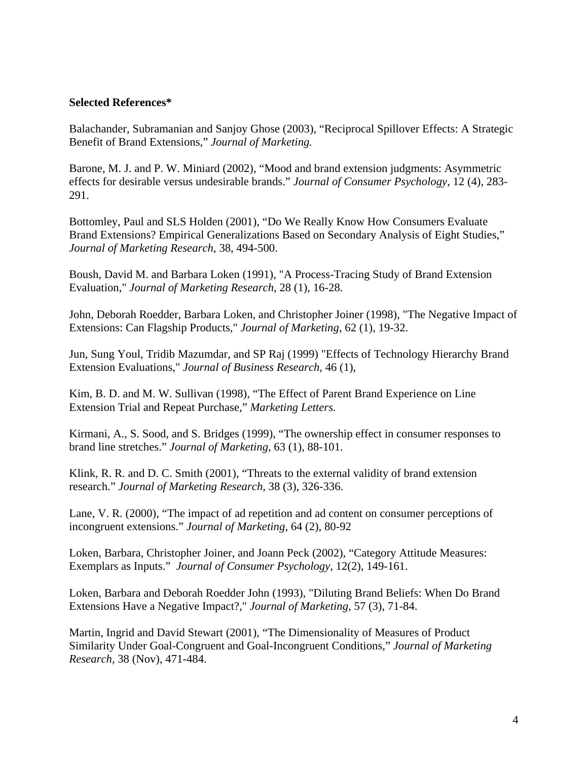**Selected References***

Balachander, Subramanian and Sanjoy Ghose (2003), “Reciprocal Spillover Effects: A Strategic Benefit of Brand Extensions,” *Journal of Marketing.*

Barone, M. J. and P. W. Miniard (2002), “Mood and brand extension judgments: Asymmetric effects for desirable versus undesirable brands.” *Journal of Consumer Psychology*, 12 (4), 283-291.

Bottomley, Paul and SLS Holden (2001), “Do We Really Know How Consumers Evaluate Brand Extensions? Empirical Generalizations Based on Secondary Analysis of Eight Studies,” *Journal of Marketing Research,* 38, 494-500.

Boush, David M. and Barbara Loken (1991), "A Process-Tracing Study of Brand Extension Evaluation," *Journal of Marketing Research*, 28 (1), 16-28.

John, Deborah Roedder, Barbara Loken, and Christopher Joiner (1998), "The Negative Impact of Extensions: Can Flagship Products," *Journal of Marketing*, 62 (1), 19-32.

Jun, Sung Youl, Tridib Mazumdar, and SP Raj (1999) "Effects of Technology Hierarchy Brand Extension Evaluations," *Journal of Business Research*, 46 (1),

Kim, B. D. and M. W. Sullivan (1998), “The Effect of Parent Brand Experience on Line Extension Trial and Repeat Purchase,” *Marketing Letters.*

Kirmani, A., S. Sood, and S. Bridges (1999), “The ownership effect in consumer responses to brand line stretches.” *Journal of Marketing*, 63 (1), 88-101.

Klink, R. R. and D. C. Smith (2001), “Threats to the external validity of brand extension research.” *Journal of Marketing Research*, 38 (3), 326-336.

Lane, V. R. (2000), “The impact of ad repetition and ad content on consumer perceptions of incongruent extensions.” *Journal of Marketing*, 64 (2), 80-92

Loken, Barbara, Christopher Joiner, and Joann Peck (2002), “Category Attitude Measures: Exemplars as Inputs.” *Journal of Consumer Psychology,* 12(2), 149-161.

Loken, Barbara and Deborah Roedder John (1993), "Diluting Brand Beliefs: When Do Brand Extensions Have a Negative Impact?," *Journal of Marketing*, 57 (3), 71-84.

Martin, Ingrid and David Stewart (2001), “The Dimensionality of Measures of Product Similarity Under Goal-Congruent and Goal-Incongruent Conditions,” *Journal of Marketing Research*, 38 (Nov), 471-484.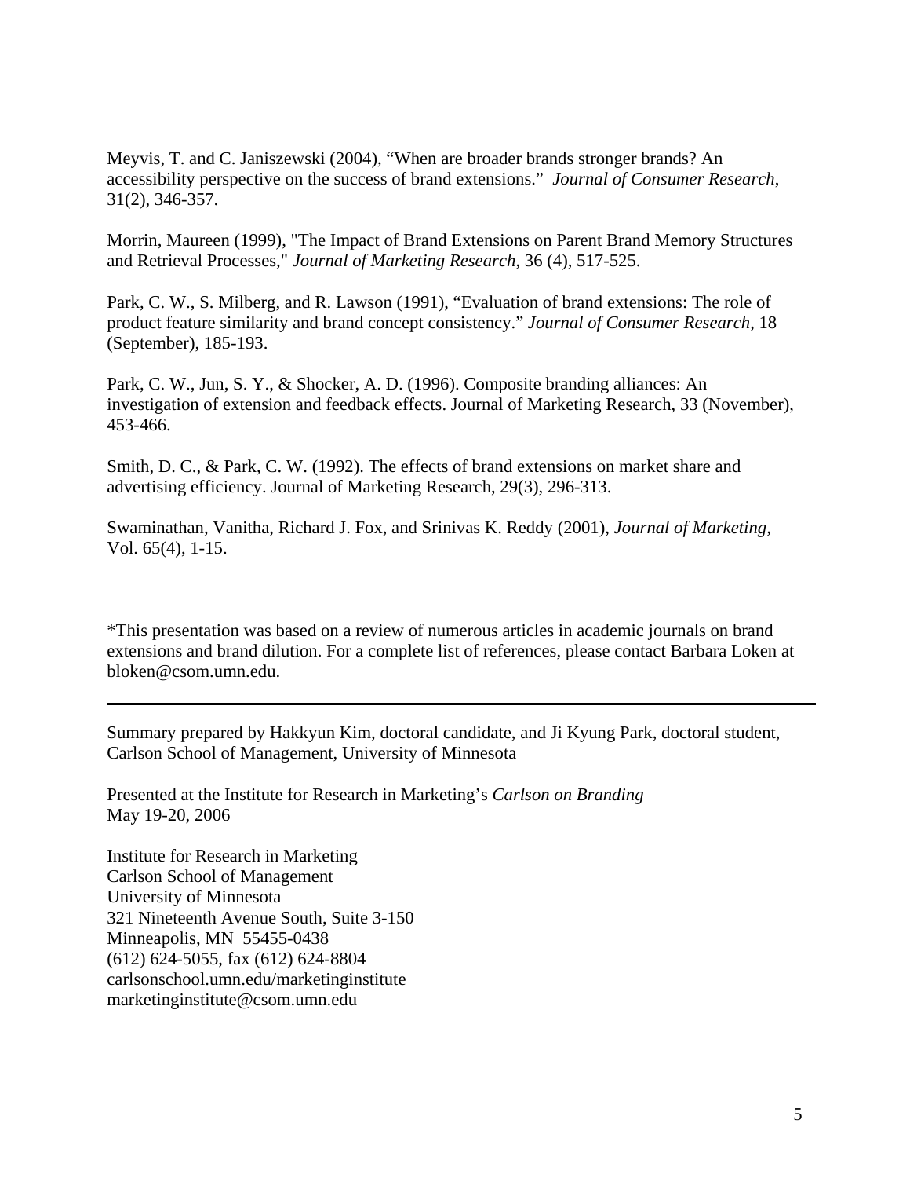Meyvis, T. and C. Janiszewski (2004), “When are broader brands stronger brands? An accessibility perspective on the success of brand extensions.” *Journal of Consumer Research*, 31(2), 346-357.

Morrin, Maureen (1999), "The Impact of Brand Extensions on Parent Brand Memory Structures and Retrieval Processes," *Journal of Marketing Research*, 36 (4), 517-525.

Park, C. W., S. Milberg, and R. Lawson (1991), “Evaluation of brand extensions: The role of product feature similarity and brand concept consistency.” *Journal of Consumer Research*, 18 (September), 185-193.

Park, C. W., Jun, S. Y., & Shocker, A. D. (1996). Composite branding alliances: An investigation of extension and feedback effects. Journal of Marketing Research, 33 (November), 453-466.

Smith, D. C., & Park, C. W. (1992). The effects of brand extensions on market share and advertising efficiency. Journal of Marketing Research, 29(3), 296-313.

Swaminathan, Vanitha, Richard J. Fox, and Srinivas K. Reddy (2001), *Journal of Marketing*, Vol. 65(4), 1-15.

*This presentation was based on a review of numerous articles in academic journals on brand extensions and brand dilution. For a complete list of references, please contact Barbara Loken at bloken@csom.umn.edu.

---

Summary prepared by Hakkyun Kim, doctoral candidate, and Ji Kyung Park, doctoral student, Carlson School of Management, University of Minnesota

Presented at the Institute for Research in Marketing’s *Carlson on Branding*
May 19-20, 2006

Institute for Research in Marketing
Carlson School of Management
University of Minnesota
321 Nineteenth Avenue South, Suite 3-150
Minneapolis, MN 55455-0438
(612) 624-5055, fax (612) 624-8804
carlsonschool.umn.edu/marketinginstitute
marketinginstitute@csom.umn.edu